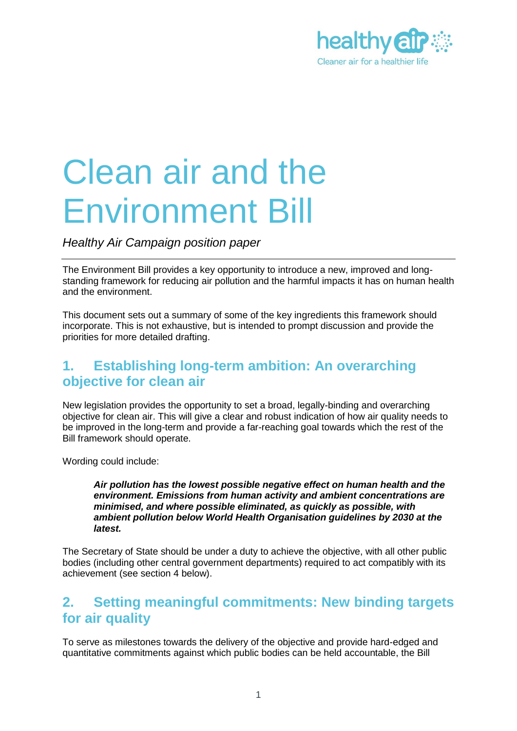healthy air
Cleaner air for a healthier life

# Clean air and the Environment Bill

*Healthy Air Campaign position paper*

The Environment Bill provides a key opportunity to introduce a new, improved and long-standing framework for reducing air pollution and the harmful impacts it has on human health and the environment.

This document sets out a summary of some of the key ingredients this framework should incorporate. This is not exhaustive, but is intended to prompt discussion and provide the priorities for more detailed drafting.

## 1. Establishing long-term ambition: An overarching objective for clean air

New legislation provides the opportunity to set a broad, legally-binding and overarching objective for clean air. This will give a clear and robust indication of how air quality needs to be improved in the long-term and provide a far-reaching goal towards which the rest of the Bill framework should operate.

Wording could include:

> ***Air pollution has the lowest possible negative effect on human health and the environment. Emissions from human activity and ambient concentrations are minimised, and where possible eliminated, as quickly as possible, with ambient pollution below World Health Organisation guidelines by 2030 at the latest.***

The Secretary of State should be under a duty to achieve the objective, with all other public bodies (including other central government departments) required to act compatibly with its achievement (see section 4 below).

## 2. Setting meaningful commitments: New binding targets for air quality

To serve as milestones towards the delivery of the objective and provide hard-edged and quantitative commitments against which public bodies can be held accountable, the Bill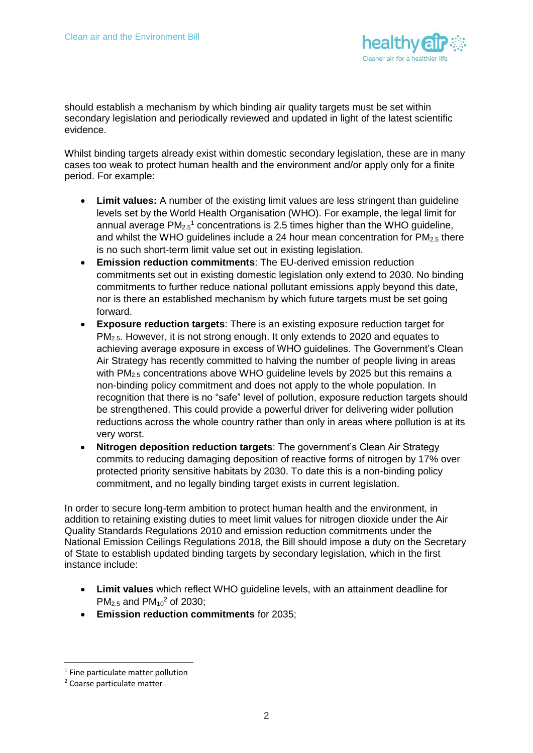should establish a mechanism by which binding air quality targets must be set within secondary legislation and periodically reviewed and updated in light of the latest scientific evidence.

Whilst binding targets already exist within domestic secondary legislation, these are in many cases too weak to protect human health and the environment and/or apply only for a finite period. For example:

- **Limit values:** A number of the existing limit values are less stringent than guideline levels set by the World Health Organisation (WHO). For example, the legal limit for annual average $PM_{2.5}$[1] concentrations is 2.5 times higher than the WHO guideline, and whilst the WHO guidelines include a 24 hour mean concentration for $PM_{2.5}$ there is no such short-term limit value set out in existing legislation.
- **Emission reduction commitments**: The EU-derived emission reduction commitments set out in existing domestic legislation only extend to 2030. No binding commitments to further reduce national pollutant emissions apply beyond this date, nor is there an established mechanism by which future targets must be set going forward.
- **Exposure reduction targets**: There is an existing exposure reduction target for $PM_{2.5}$. However, it is not strong enough. It only extends to 2020 and equates to achieving average exposure in excess of WHO guidelines. The Government's Clean Air Strategy has recently committed to halving the number of people living in areas with $PM_{2.5}$ concentrations above WHO guideline levels by 2025 but this remains a non-binding policy commitment and does not apply to the whole population. In recognition that there is no "safe" level of pollution, exposure reduction targets should be strengthened. This could provide a powerful driver for delivering wider pollution reductions across the whole country rather than only in areas where pollution is at its very worst.
- **Nitrogen deposition reduction targets**: The government's Clean Air Strategy commits to reducing damaging deposition of reactive forms of nitrogen by 17% over protected priority sensitive habitats by 2030. To date this is a non-binding policy commitment, and no legally binding target exists in current legislation.

In order to secure long-term ambition to protect human health and the environment, in addition to retaining existing duties to meet limit values for nitrogen dioxide under the Air Quality Standards Regulations 2010 and emission reduction commitments under the National Emission Ceilings Regulations 2018, the Bill should impose a duty on the Secretary of State to establish updated binding targets by secondary legislation, which in the first instance include:

- **Limit values** which reflect WHO guideline levels, with an attainment deadline for $PM_{2.5}$ and $PM_{10}$[2] of 2030;
- **Emission reduction commitments** for 2035;

[1] Fine particulate matter pollution

[2] Coarse particulate matter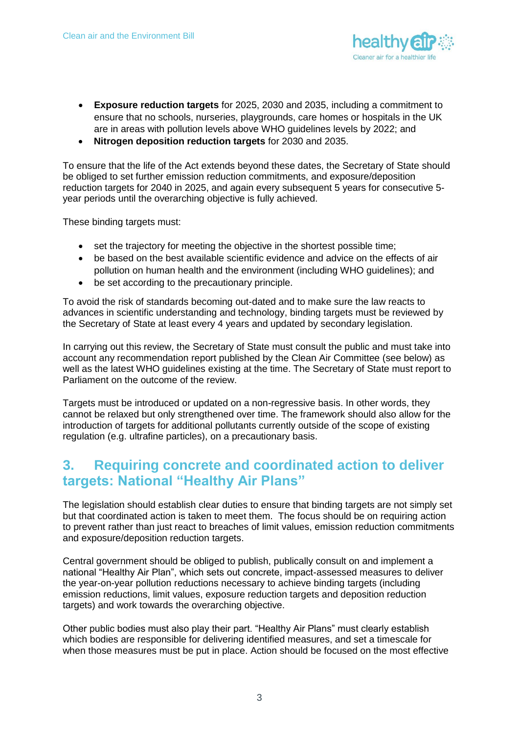- **Exposure reduction targets** for 2025, 2030 and 2035, including a commitment to ensure that no schools, nurseries, playgrounds, care homes or hospitals in the UK are in areas with pollution levels above WHO guidelines levels by 2022; and
- **Nitrogen deposition reduction targets** for 2030 and 2035.

To ensure that the life of the Act extends beyond these dates, the Secretary of State should be obliged to set further emission reduction commitments, and exposure/deposition reduction targets for 2040 in 2025, and again every subsequent 5 years for consecutive 5-year periods until the overarching objective is fully achieved.

These binding targets must:

- set the trajectory for meeting the objective in the shortest possible time;
- be based on the best available scientific evidence and advice on the effects of air pollution on human health and the environment (including WHO guidelines); and
- be set according to the precautionary principle.

To avoid the risk of standards becoming out-dated and to make sure the law reacts to advances in scientific understanding and technology, binding targets must be reviewed by the Secretary of State at least every 4 years and updated by secondary legislation.

In carrying out this review, the Secretary of State must consult the public and must take into account any recommendation report published by the Clean Air Committee (see below) as well as the latest WHO guidelines existing at the time. The Secretary of State must report to Parliament on the outcome of the review.

Targets must be introduced or updated on a non-regressive basis. In other words, they cannot be relaxed but only strengthened over time. The framework should also allow for the introduction of targets for additional pollutants currently outside of the scope of existing regulation (e.g. ultrafine particles), on a precautionary basis.

## 3. Requiring concrete and coordinated action to deliver targets: National "Healthy Air Plans"

The legislation should establish clear duties to ensure that binding targets are not simply set but that coordinated action is taken to meet them. The focus should be on requiring action to prevent rather than just react to breaches of limit values, emission reduction commitments and exposure/deposition reduction targets.

Central government should be obliged to publish, publically consult on and implement a national "Healthy Air Plan", which sets out concrete, impact-assessed measures to deliver the year-on-year pollution reductions necessary to achieve binding targets (including emission reductions, limit values, exposure reduction targets and deposition reduction targets) and work towards the overarching objective.

Other public bodies must also play their part. "Healthy Air Plans" must clearly establish which bodies are responsible for delivering identified measures, and set a timescale for when those measures must be put in place. Action should be focused on the most effective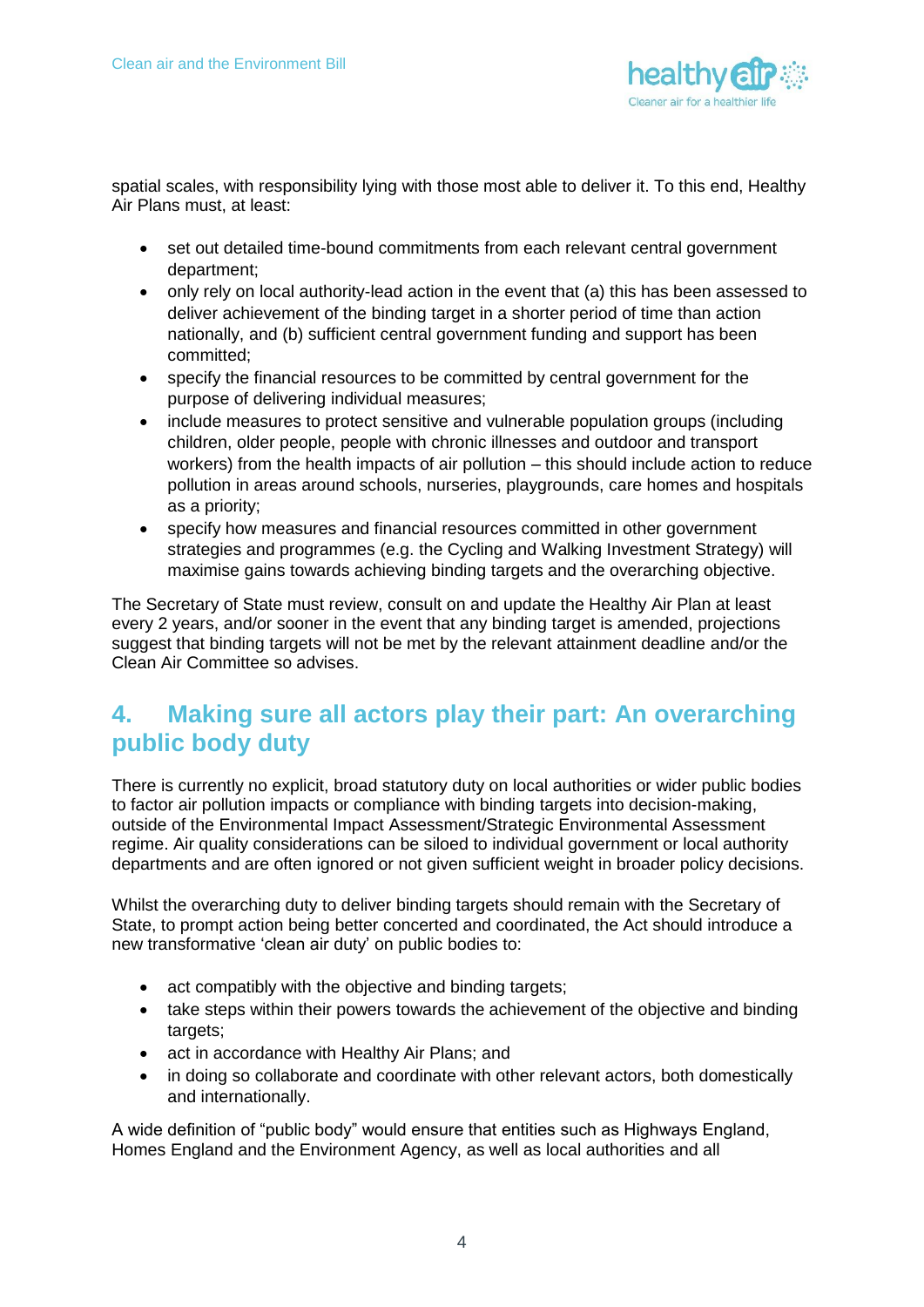spatial scales, with responsibility lying with those most able to deliver it. To this end, Healthy Air Plans must, at least:

- set out detailed time-bound commitments from each relevant central government department;
- only rely on local authority-lead action in the event that (a) this has been assessed to deliver achievement of the binding target in a shorter period of time than action nationally, and (b) sufficient central government funding and support has been committed;
- specify the financial resources to be committed by central government for the purpose of delivering individual measures;
- include measures to protect sensitive and vulnerable population groups (including children, older people, people with chronic illnesses and outdoor and transport workers) from the health impacts of air pollution – this should include action to reduce pollution in areas around schools, nurseries, playgrounds, care homes and hospitals as a priority;
- specify how measures and financial resources committed in other government strategies and programmes (e.g. the Cycling and Walking Investment Strategy) will maximise gains towards achieving binding targets and the overarching objective.

The Secretary of State must review, consult on and update the Healthy Air Plan at least every 2 years, and/or sooner in the event that any binding target is amended, projections suggest that binding targets will not be met by the relevant attainment deadline and/or the Clean Air Committee so advises.

## 4. Making sure all actors play their part: An overarching public body duty

There is currently no explicit, broad statutory duty on local authorities or wider public bodies to factor air pollution impacts or compliance with binding targets into decision-making, outside of the Environmental Impact Assessment/Strategic Environmental Assessment regime. Air quality considerations can be siloed to individual government or local authority departments and are often ignored or not given sufficient weight in broader policy decisions.

Whilst the overarching duty to deliver binding targets should remain with the Secretary of State, to prompt action being better concerted and coordinated, the Act should introduce a new transformative 'clean air duty' on public bodies to:

- act compatibly with the objective and binding targets;
- take steps within their powers towards the achievement of the objective and binding targets;
- act in accordance with Healthy Air Plans; and
- in doing so collaborate and coordinate with other relevant actors, both domestically and internationally.

A wide definition of "public body" would ensure that entities such as Highways England, Homes England and the Environment Agency, as well as local authorities and all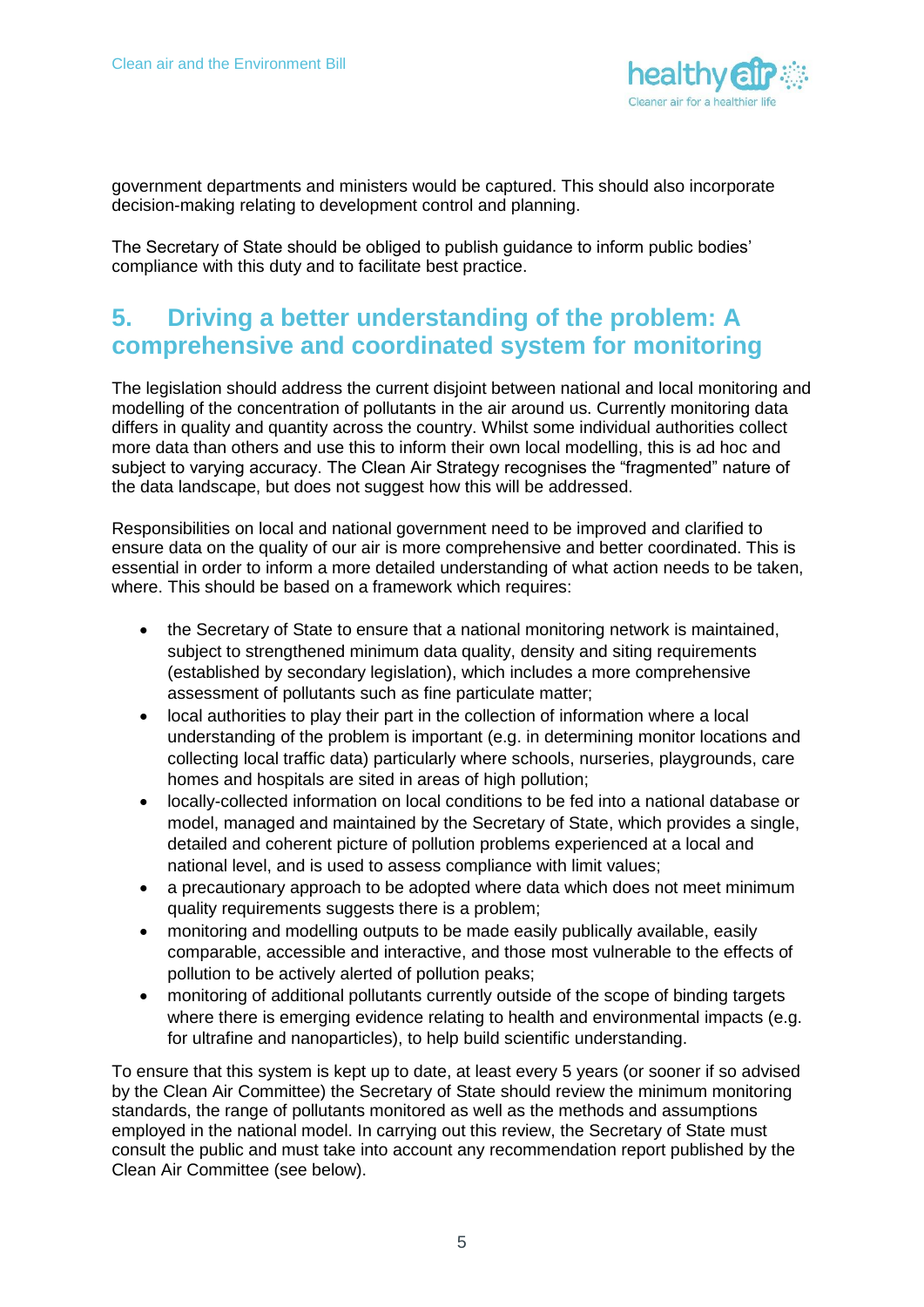government departments and ministers would be captured. This should also incorporate decision-making relating to development control and planning.

The Secretary of State should be obliged to publish guidance to inform public bodies' compliance with this duty and to facilitate best practice.

## 5. Driving a better understanding of the problem: A comprehensive and coordinated system for monitoring

The legislation should address the current disjoint between national and local monitoring and modelling of the concentration of pollutants in the air around us. Currently monitoring data differs in quality and quantity across the country. Whilst some individual authorities collect more data than others and use this to inform their own local modelling, this is ad hoc and subject to varying accuracy. The Clean Air Strategy recognises the "fragmented" nature of the data landscape, but does not suggest how this will be addressed.

Responsibilities on local and national government need to be improved and clarified to ensure data on the quality of our air is more comprehensive and better coordinated. This is essential in order to inform a more detailed understanding of what action needs to be taken, where. This should be based on a framework which requires:

- the Secretary of State to ensure that a national monitoring network is maintained, subject to strengthened minimum data quality, density and siting requirements (established by secondary legislation), which includes a more comprehensive assessment of pollutants such as fine particulate matter;
- local authorities to play their part in the collection of information where a local understanding of the problem is important (e.g. in determining monitor locations and collecting local traffic data) particularly where schools, nurseries, playgrounds, care homes and hospitals are sited in areas of high pollution;
- locally-collected information on local conditions to be fed into a national database or model, managed and maintained by the Secretary of State, which provides a single, detailed and coherent picture of pollution problems experienced at a local and national level, and is used to assess compliance with limit values;
- a precautionary approach to be adopted where data which does not meet minimum quality requirements suggests there is a problem;
- monitoring and modelling outputs to be made easily publically available, easily comparable, accessible and interactive, and those most vulnerable to the effects of pollution to be actively alerted of pollution peaks;
- monitoring of additional pollutants currently outside of the scope of binding targets where there is emerging evidence relating to health and environmental impacts (e.g. for ultrafine and nanoparticles), to help build scientific understanding.

To ensure that this system is kept up to date, at least every 5 years (or sooner if so advised by the Clean Air Committee) the Secretary of State should review the minimum monitoring standards, the range of pollutants monitored as well as the methods and assumptions employed in the national model. In carrying out this review, the Secretary of State must consult the public and must take into account any recommendation report published by the Clean Air Committee (see below).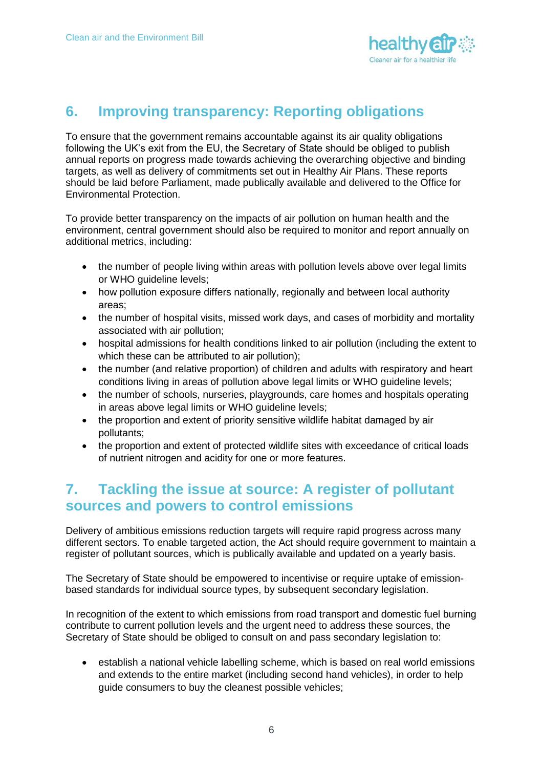## 6. Improving transparency: Reporting obligations

To ensure that the government remains accountable against its air quality obligations following the UK's exit from the EU, the Secretary of State should be obliged to publish annual reports on progress made towards achieving the overarching objective and binding targets, as well as delivery of commitments set out in Healthy Air Plans. These reports should be laid before Parliament, made publically available and delivered to the Office for Environmental Protection.

To provide better transparency on the impacts of air pollution on human health and the environment, central government should also be required to monitor and report annually on additional metrics, including:

- the number of people living within areas with pollution levels above over legal limits or WHO guideline levels;
- how pollution exposure differs nationally, regionally and between local authority areas;
- the number of hospital visits, missed work days, and cases of morbidity and mortality associated with air pollution;
- hospital admissions for health conditions linked to air pollution (including the extent to which these can be attributed to air pollution);
- the number (and relative proportion) of children and adults with respiratory and heart conditions living in areas of pollution above legal limits or WHO guideline levels;
- the number of schools, nurseries, playgrounds, care homes and hospitals operating in areas above legal limits or WHO guideline levels;
- the proportion and extent of priority sensitive wildlife habitat damaged by air pollutants;
- the proportion and extent of protected wildlife sites with exceedance of critical loads of nutrient nitrogen and acidity for one or more features.

## 7. Tackling the issue at source: A register of pollutant sources and powers to control emissions

Delivery of ambitious emissions reduction targets will require rapid progress across many different sectors. To enable targeted action, the Act should require government to maintain a register of pollutant sources, which is publically available and updated on a yearly basis.

The Secretary of State should be empowered to incentivise or require uptake of emission-based standards for individual source types, by subsequent secondary legislation.

In recognition of the extent to which emissions from road transport and domestic fuel burning contribute to current pollution levels and the urgent need to address these sources, the Secretary of State should be obliged to consult on and pass secondary legislation to:

- establish a national vehicle labelling scheme, which is based on real world emissions and extends to the entire market (including second hand vehicles), in order to help guide consumers to buy the cleanest possible vehicles;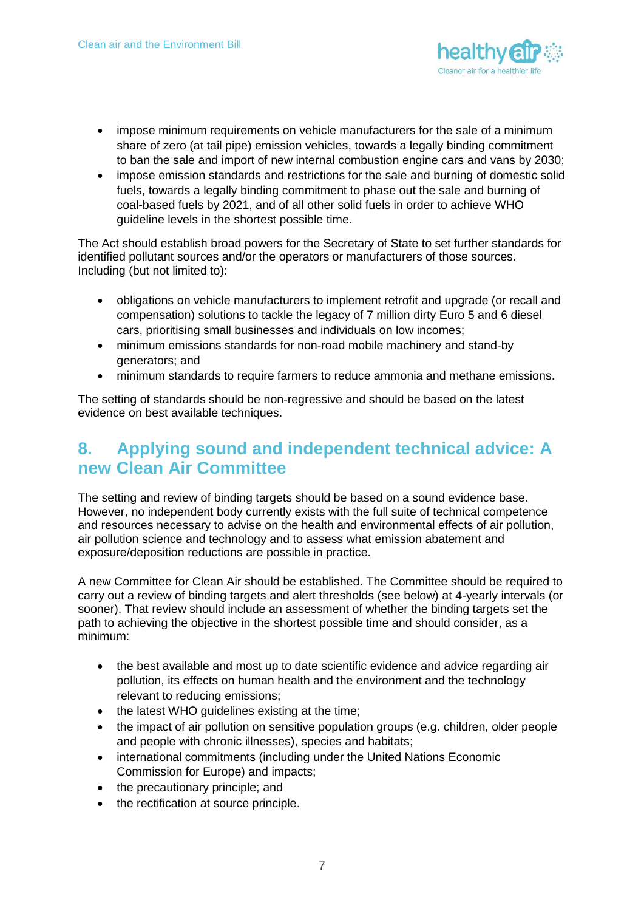- impose minimum requirements on vehicle manufacturers for the sale of a minimum share of zero (at tail pipe) emission vehicles, towards a legally binding commitment to ban the sale and import of new internal combustion engine cars and vans by 2030;
- impose emission standards and restrictions for the sale and burning of domestic solid fuels, towards a legally binding commitment to phase out the sale and burning of coal-based fuels by 2021, and of all other solid fuels in order to achieve WHO guideline levels in the shortest possible time.

The Act should establish broad powers for the Secretary of State to set further standards for identified pollutant sources and/or the operators or manufacturers of those sources. Including (but not limited to):

- obligations on vehicle manufacturers to implement retrofit and upgrade (or recall and compensation) solutions to tackle the legacy of 7 million dirty Euro 5 and 6 diesel cars, prioritising small businesses and individuals on low incomes;
- minimum emissions standards for non-road mobile machinery and stand-by generators; and
- minimum standards to require farmers to reduce ammonia and methane emissions.

The setting of standards should be non-regressive and should be based on the latest evidence on best available techniques.

## 8. Applying sound and independent technical advice: A new Clean Air Committee

The setting and review of binding targets should be based on a sound evidence base. However, no independent body currently exists with the full suite of technical competence and resources necessary to advise on the health and environmental effects of air pollution, air pollution science and technology and to assess what emission abatement and exposure/deposition reductions are possible in practice.

A new Committee for Clean Air should be established. The Committee should be required to carry out a review of binding targets and alert thresholds (see below) at 4-yearly intervals (or sooner). That review should include an assessment of whether the binding targets set the path to achieving the objective in the shortest possible time and should consider, as a minimum:

- the best available and most up to date scientific evidence and advice regarding air pollution, its effects on human health and the environment and the technology relevant to reducing emissions;
- the latest WHO guidelines existing at the time;
- the impact of air pollution on sensitive population groups (e.g. children, older people and people with chronic illnesses), species and habitats;
- international commitments (including under the United Nations Economic Commission for Europe) and impacts;
- the precautionary principle; and
- the rectification at source principle.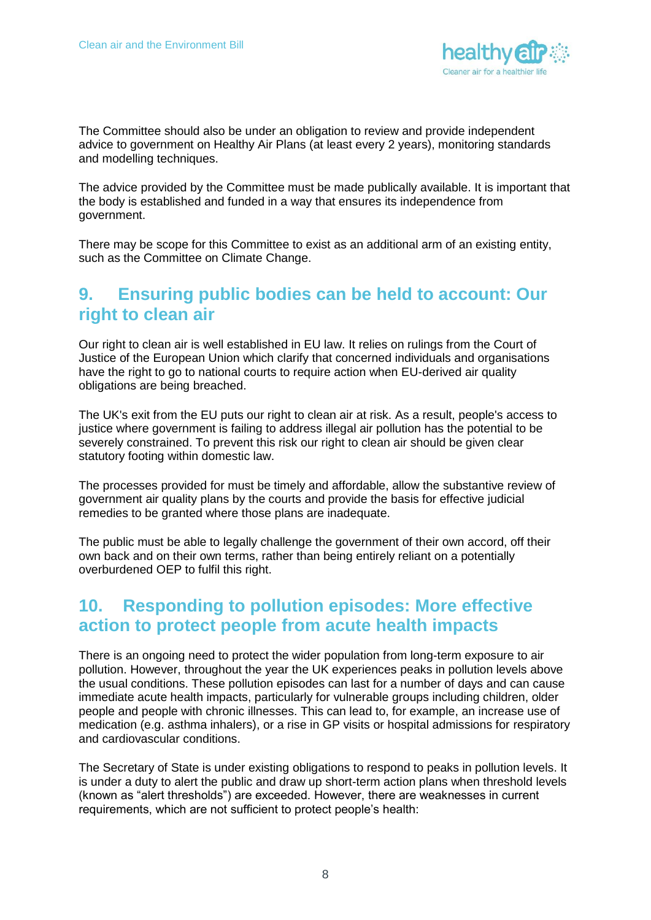The Committee should also be under an obligation to review and provide independent advice to government on Healthy Air Plans (at least every 2 years), monitoring standards and modelling techniques.

The advice provided by the Committee must be made publically available. It is important that the body is established and funded in a way that ensures its independence from government.

There may be scope for this Committee to exist as an additional arm of an existing entity, such as the Committee on Climate Change.

## 9. Ensuring public bodies can be held to account: Our right to clean air

Our right to clean air is well established in EU law. It relies on rulings from the Court of Justice of the European Union which clarify that concerned individuals and organisations have the right to go to national courts to require action when EU-derived air quality obligations are being breached.

The UK's exit from the EU puts our right to clean air at risk. As a result, people's access to justice where government is failing to address illegal air pollution has the potential to be severely constrained. To prevent this risk our right to clean air should be given clear statutory footing within domestic law.

The processes provided for must be timely and affordable, allow the substantive review of government air quality plans by the courts and provide the basis for effective judicial remedies to be granted where those plans are inadequate.

The public must be able to legally challenge the government of their own accord, off their own back and on their own terms, rather than being entirely reliant on a potentially overburdened OEP to fulfil this right.

## 10. Responding to pollution episodes: More effective action to protect people from acute health impacts

There is an ongoing need to protect the wider population from long-term exposure to air pollution. However, throughout the year the UK experiences peaks in pollution levels above the usual conditions. These pollution episodes can last for a number of days and can cause immediate acute health impacts, particularly for vulnerable groups including children, older people and people with chronic illnesses. This can lead to, for example, an increase use of medication (e.g. asthma inhalers), or a rise in GP visits or hospital admissions for respiratory and cardiovascular conditions.

The Secretary of State is under existing obligations to respond to peaks in pollution levels. It is under a duty to alert the public and draw up short-term action plans when threshold levels (known as "alert thresholds") are exceeded. However, there are weaknesses in current requirements, which are not sufficient to protect people's health: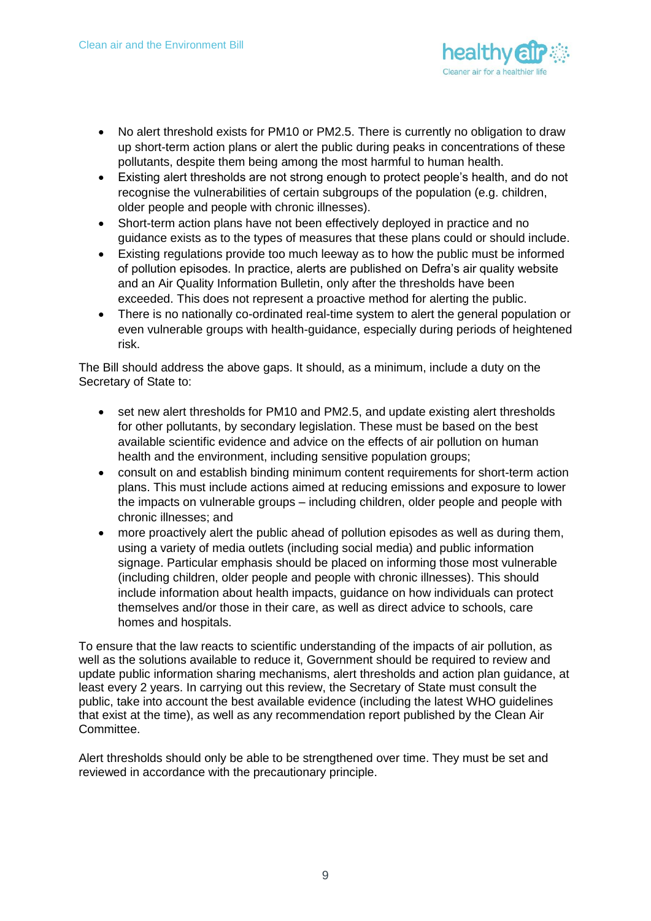- No alert threshold exists for PM10 or PM2.5. There is currently no obligation to draw up short-term action plans or alert the public during peaks in concentrations of these pollutants, despite them being among the most harmful to human health.
- Existing alert thresholds are not strong enough to protect people's health, and do not recognise the vulnerabilities of certain subgroups of the population (e.g. children, older people and people with chronic illnesses).
- Short-term action plans have not been effectively deployed in practice and no guidance exists as to the types of measures that these plans could or should include.
- Existing regulations provide too much leeway as to how the public must be informed of pollution episodes. In practice, alerts are published on Defra's air quality website and an Air Quality Information Bulletin, only after the thresholds have been exceeded. This does not represent a proactive method for alerting the public.
- There is no nationally co-ordinated real-time system to alert the general population or even vulnerable groups with health-guidance, especially during periods of heightened risk.

The Bill should address the above gaps. It should, as a minimum, include a duty on the Secretary of State to:

- set new alert thresholds for PM10 and PM2.5, and update existing alert thresholds for other pollutants, by secondary legislation. These must be based on the best available scientific evidence and advice on the effects of air pollution on human health and the environment, including sensitive population groups;
- consult on and establish binding minimum content requirements for short-term action plans. This must include actions aimed at reducing emissions and exposure to lower the impacts on vulnerable groups – including children, older people and people with chronic illnesses; and
- more proactively alert the public ahead of pollution episodes as well as during them, using a variety of media outlets (including social media) and public information signage. Particular emphasis should be placed on informing those most vulnerable (including children, older people and people with chronic illnesses). This should include information about health impacts, guidance on how individuals can protect themselves and/or those in their care, as well as direct advice to schools, care homes and hospitals.

To ensure that the law reacts to scientific understanding of the impacts of air pollution, as well as the solutions available to reduce it, Government should be required to review and update public information sharing mechanisms, alert thresholds and action plan guidance, at least every 2 years. In carrying out this review, the Secretary of State must consult the public, take into account the best available evidence (including the latest WHO guidelines that exist at the time), as well as any recommendation report published by the Clean Air Committee.

Alert thresholds should only be able to be strengthened over time. They must be set and reviewed in accordance with the precautionary principle.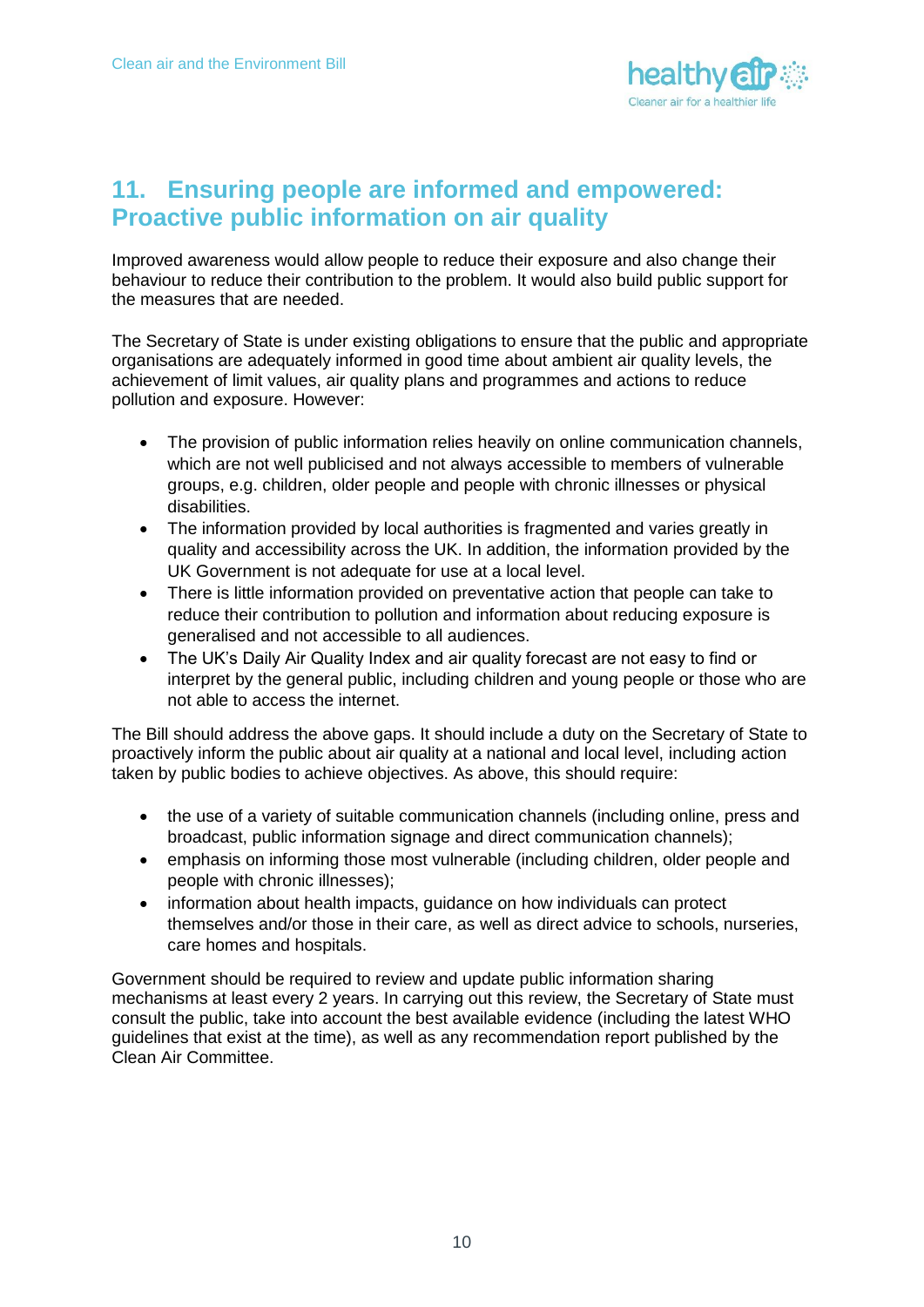## 11. Ensuring people are informed and empowered: Proactive public information on air quality

Improved awareness would allow people to reduce their exposure and also change their behaviour to reduce their contribution to the problem. It would also build public support for the measures that are needed.

The Secretary of State is under existing obligations to ensure that the public and appropriate organisations are adequately informed in good time about ambient air quality levels, the achievement of limit values, air quality plans and programmes and actions to reduce pollution and exposure. However:

- The provision of public information relies heavily on online communication channels, which are not well publicised and not always accessible to members of vulnerable groups, e.g. children, older people and people with chronic illnesses or physical disabilities.
- The information provided by local authorities is fragmented and varies greatly in quality and accessibility across the UK. In addition, the information provided by the UK Government is not adequate for use at a local level.
- There is little information provided on preventative action that people can take to reduce their contribution to pollution and information about reducing exposure is generalised and not accessible to all audiences.
- The UK's Daily Air Quality Index and air quality forecast are not easy to find or interpret by the general public, including children and young people or those who are not able to access the internet.

The Bill should address the above gaps. It should include a duty on the Secretary of State to proactively inform the public about air quality at a national and local level, including action taken by public bodies to achieve objectives. As above, this should require:

- the use of a variety of suitable communication channels (including online, press and broadcast, public information signage and direct communication channels);
- emphasis on informing those most vulnerable (including children, older people and people with chronic illnesses);
- information about health impacts, guidance on how individuals can protect themselves and/or those in their care, as well as direct advice to schools, nurseries, care homes and hospitals.

Government should be required to review and update public information sharing mechanisms at least every 2 years. In carrying out this review, the Secretary of State must consult the public, take into account the best available evidence (including the latest WHO guidelines that exist at the time), as well as any recommendation report published by the Clean Air Committee.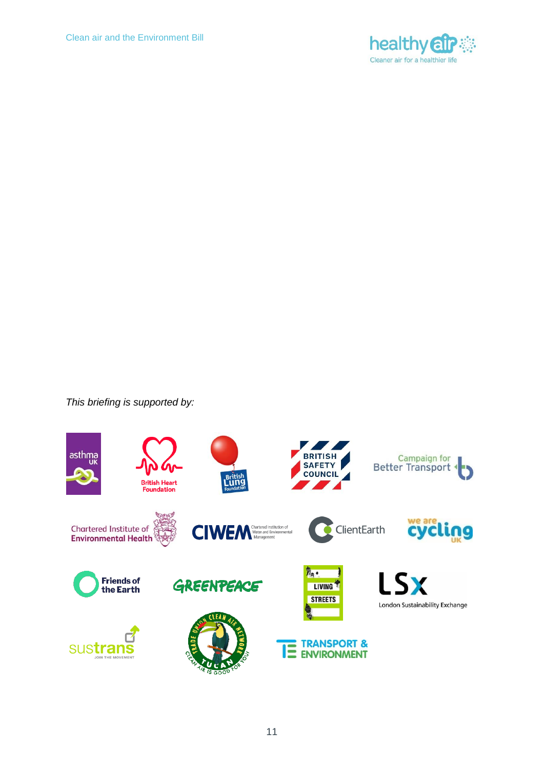*This briefing is supported by:*